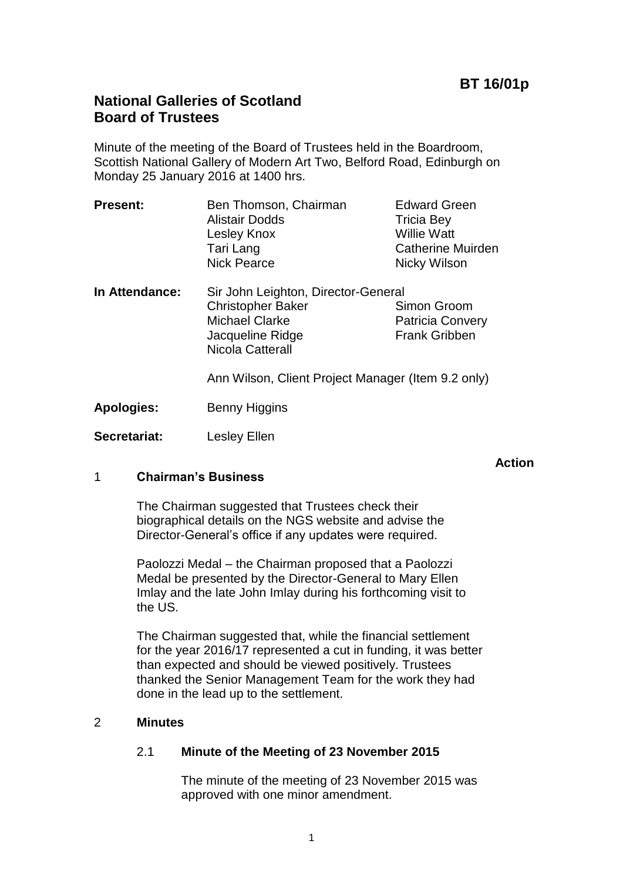**BT 16/01p**

# National Galleries of Scotland
# Board of Trustees

Minute of the meeting of the Board of Trustees held in the Boardroom, Scottish National Gallery of Modern Art Two, Belford Road, Edinburgh on Monday 25 January 2016 at 1400 hrs.

**Present:** Ben Thomson, Chairman; Alistair Dodds; Lesley Knox; Tari Lang; Nick Pearce; Edward Green; Tricia Bey; Willie Watt; Catherine Muirden; Nicky Wilson

**In Attendance:** Sir John Leighton, Director-General; Christopher Baker; Michael Clarke; Jacqueline Ridge; Nicola Catterall; Simon Groom; Patricia Convery; Frank Gribben

Ann Wilson, Client Project Manager (Item 9.2 only)

**Apologies:** Benny Higgins

**Secretariat:** Lesley Ellen

**Action**

## 1 Chairman's Business

The Chairman suggested that Trustees check their biographical details on the NGS website and advise the Director-General's office if any updates were required.

Paolozzi Medal – the Chairman proposed that a Paolozzi Medal be presented by the Director-General to Mary Ellen Imlay and the late John Imlay during his forthcoming visit to the US.

The Chairman suggested that, while the financial settlement for the year 2016/17 represented a cut in funding, it was better than expected and should be viewed positively. Trustees thanked the Senior Management Team for the work they had done in the lead up to the settlement.

## 2 Minutes

### 2.1 Minute of the Meeting of 23 November 2015

The minute of the meeting of 23 November 2015 was approved with one minor amendment.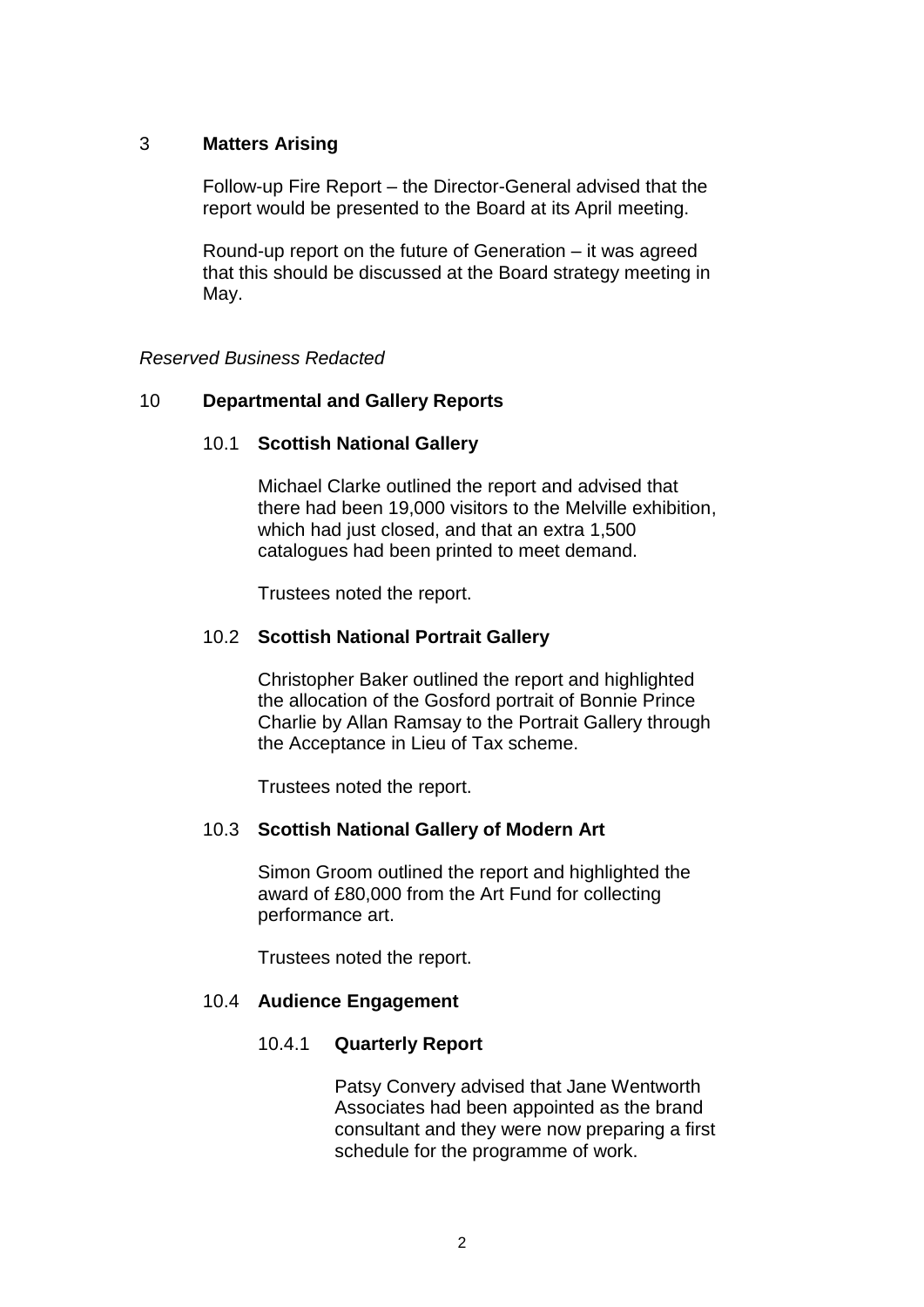## 3 Matters Arising

Follow-up Fire Report – the Director-General advised that the report would be presented to the Board at its April meeting.

Round-up report on the future of Generation – it was agreed that this should be discussed at the Board strategy meeting in May.

*Reserved Business Redacted*

## 10 Departmental and Gallery Reports

### 10.1 Scottish National Gallery

Michael Clarke outlined the report and advised that there had been 19,000 visitors to the Melville exhibition, which had just closed, and that an extra 1,500 catalogues had been printed to meet demand.

Trustees noted the report.

### 10.2 Scottish National Portrait Gallery

Christopher Baker outlined the report and highlighted the allocation of the Gosford portrait of Bonnie Prince Charlie by Allan Ramsay to the Portrait Gallery through the Acceptance in Lieu of Tax scheme.

Trustees noted the report.

### 10.3 Scottish National Gallery of Modern Art

Simon Groom outlined the report and highlighted the award of £80,000 from the Art Fund for collecting performance art.

Trustees noted the report.

### 10.4 Audience Engagement

#### 10.4.1 Quarterly Report

Patsy Convery advised that Jane Wentworth Associates had been appointed as the brand consultant and they were now preparing a first schedule for the programme of work.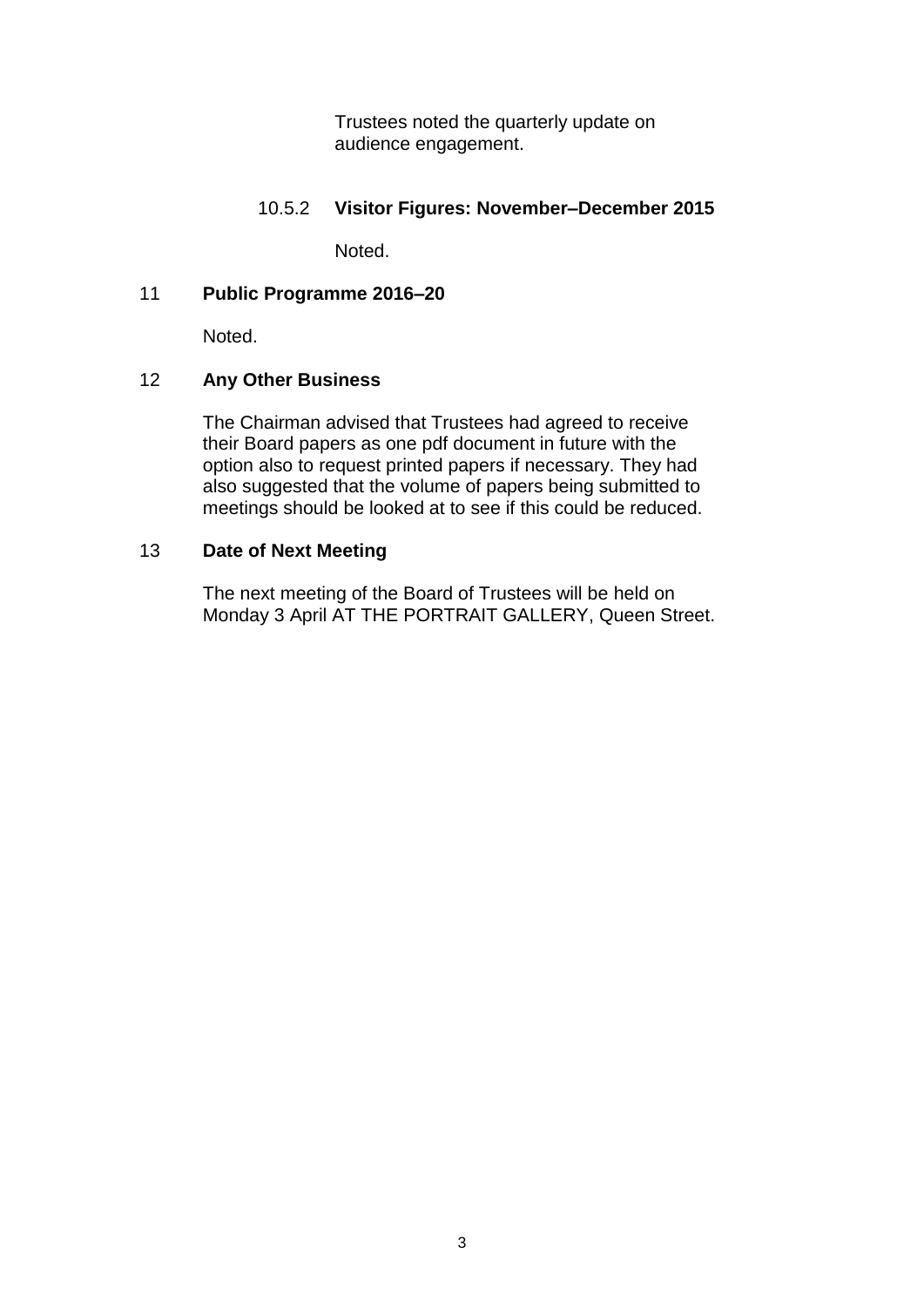Trustees noted the quarterly update on audience engagement.

10.5.2 **Visitor Figures: November–December 2015**

Noted.

11 **Public Programme 2016–20**

Noted.

12 **Any Other Business**

The Chairman advised that Trustees had agreed to receive their Board papers as one pdf document in future with the option also to request printed papers if necessary. They had also suggested that the volume of papers being submitted to meetings should be looked at to see if this could be reduced.

13 **Date of Next Meeting**

The next meeting of the Board of Trustees will be held on Monday 3 April AT THE PORTRAIT GALLERY, Queen Street.